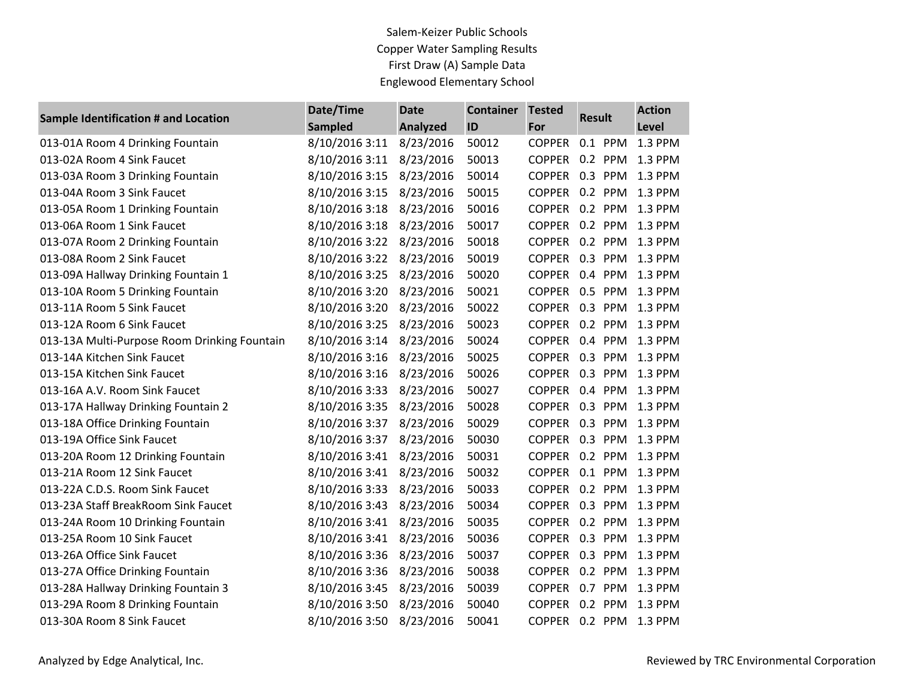Salem-Keizer Public Schools
Copper Water Sampling Results
First Draw (A) Sample Data
Englewood Elementary School

| Sample Identification # and Location | Date/Time Sampled | Date Analyzed | Container ID | Tested For | Result | Action Level |
|---|---|---|---|---|---|---|
| 013-01A Room 4 Drinking Fountain | 8/10/2016 3:11 | 8/23/2016 | 50012 | COPPER | 0.1 PPM | 1.3 PPM |
| 013-02A Room 4 Sink Faucet | 8/10/2016 3:11 | 8/23/2016 | 50013 | COPPER | 0.2 PPM | 1.3 PPM |
| 013-03A Room 3 Drinking Fountain | 8/10/2016 3:15 | 8/23/2016 | 50014 | COPPER | 0.3 PPM | 1.3 PPM |
| 013-04A Room 3 Sink Faucet | 8/10/2016 3:15 | 8/23/2016 | 50015 | COPPER | 0.2 PPM | 1.3 PPM |
| 013-05A Room 1 Drinking Fountain | 8/10/2016 3:18 | 8/23/2016 | 50016 | COPPER | 0.2 PPM | 1.3 PPM |
| 013-06A Room 1 Sink Faucet | 8/10/2016 3:18 | 8/23/2016 | 50017 | COPPER | 0.2 PPM | 1.3 PPM |
| 013-07A Room 2 Drinking Fountain | 8/10/2016 3:22 | 8/23/2016 | 50018 | COPPER | 0.2 PPM | 1.3 PPM |
| 013-08A Room 2 Sink Faucet | 8/10/2016 3:22 | 8/23/2016 | 50019 | COPPER | 0.3 PPM | 1.3 PPM |
| 013-09A Hallway Drinking Fountain 1 | 8/10/2016 3:25 | 8/23/2016 | 50020 | COPPER | 0.4 PPM | 1.3 PPM |
| 013-10A Room 5 Drinking Fountain | 8/10/2016 3:20 | 8/23/2016 | 50021 | COPPER | 0.5 PPM | 1.3 PPM |
| 013-11A Room 5 Sink Faucet | 8/10/2016 3:20 | 8/23/2016 | 50022 | COPPER | 0.3 PPM | 1.3 PPM |
| 013-12A Room 6 Sink Faucet | 8/10/2016 3:25 | 8/23/2016 | 50023 | COPPER | 0.2 PPM | 1.3 PPM |
| 013-13A Multi-Purpose Room Drinking Fountain | 8/10/2016 3:14 | 8/23/2016 | 50024 | COPPER | 0.4 PPM | 1.3 PPM |
| 013-14A Kitchen Sink Faucet | 8/10/2016 3:16 | 8/23/2016 | 50025 | COPPER | 0.3 PPM | 1.3 PPM |
| 013-15A Kitchen Sink Faucet | 8/10/2016 3:16 | 8/23/2016 | 50026 | COPPER | 0.3 PPM | 1.3 PPM |
| 013-16A A.V. Room Sink Faucet | 8/10/2016 3:33 | 8/23/2016 | 50027 | COPPER | 0.4 PPM | 1.3 PPM |
| 013-17A Hallway Drinking Fountain 2 | 8/10/2016 3:35 | 8/23/2016 | 50028 | COPPER | 0.3 PPM | 1.3 PPM |
| 013-18A Office Drinking Fountain | 8/10/2016 3:37 | 8/23/2016 | 50029 | COPPER | 0.3 PPM | 1.3 PPM |
| 013-19A Office Sink Faucet | 8/10/2016 3:37 | 8/23/2016 | 50030 | COPPER | 0.3 PPM | 1.3 PPM |
| 013-20A Room 12 Drinking Fountain | 8/10/2016 3:41 | 8/23/2016 | 50031 | COPPER | 0.2 PPM | 1.3 PPM |
| 013-21A Room 12 Sink Faucet | 8/10/2016 3:41 | 8/23/2016 | 50032 | COPPER | 0.1 PPM | 1.3 PPM |
| 013-22A C.D.S. Room Sink Faucet | 8/10/2016 3:33 | 8/23/2016 | 50033 | COPPER | 0.2 PPM | 1.3 PPM |
| 013-23A Staff BreakRoom Sink Faucet | 8/10/2016 3:43 | 8/23/2016 | 50034 | COPPER | 0.3 PPM | 1.3 PPM |
| 013-24A Room 10 Drinking Fountain | 8/10/2016 3:41 | 8/23/2016 | 50035 | COPPER | 0.2 PPM | 1.3 PPM |
| 013-25A Room 10 Sink Faucet | 8/10/2016 3:41 | 8/23/2016 | 50036 | COPPER | 0.3 PPM | 1.3 PPM |
| 013-26A Office Sink Faucet | 8/10/2016 3:36 | 8/23/2016 | 50037 | COPPER | 0.3 PPM | 1.3 PPM |
| 013-27A Office Drinking Fountain | 8/10/2016 3:36 | 8/23/2016 | 50038 | COPPER | 0.2 PPM | 1.3 PPM |
| 013-28A Hallway Drinking Fountain 3 | 8/10/2016 3:45 | 8/23/2016 | 50039 | COPPER | 0.7 PPM | 1.3 PPM |
| 013-29A Room 8 Drinking Fountain | 8/10/2016 3:50 | 8/23/2016 | 50040 | COPPER | 0.2 PPM | 1.3 PPM |
| 013-30A Room 8 Sink Faucet | 8/10/2016 3:50 | 8/23/2016 | 50041 | COPPER | 0.2 PPM | 1.3 PPM |

Analyzed by Edge Analytical, Inc.

Reviewed by TRC Environmental Corporation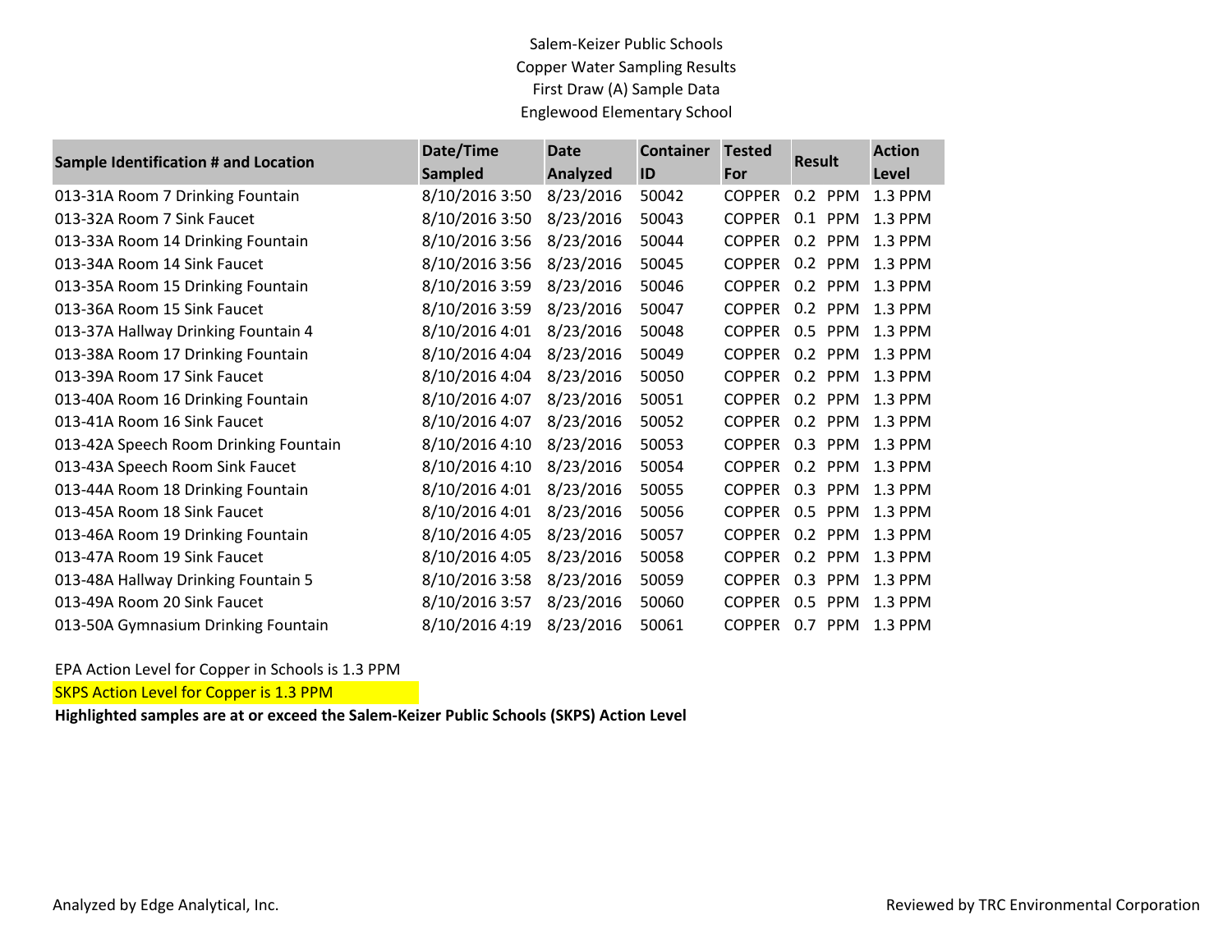Salem-Keizer Public Schools
Copper Water Sampling Results
First Draw (A) Sample Data
Englewood Elementary School

| Sample Identification # and Location | Date/Time Sampled | Date Analyzed | Container ID | Tested For | Result | Action Level |
|---|---|---|---|---|---|---|
| 013-31A Room 7 Drinking Fountain | 8/10/2016 3:50 | 8/23/2016 | 50042 | COPPER | 0.2 PPM | 1.3 PPM |
| 013-32A Room 7 Sink Faucet | 8/10/2016 3:50 | 8/23/2016 | 50043 | COPPER | 0.1 PPM | 1.3 PPM |
| 013-33A Room 14 Drinking Fountain | 8/10/2016 3:56 | 8/23/2016 | 50044 | COPPER | 0.2 PPM | 1.3 PPM |
| 013-34A Room 14 Sink Faucet | 8/10/2016 3:56 | 8/23/2016 | 50045 | COPPER | 0.2 PPM | 1.3 PPM |
| 013-35A Room 15 Drinking Fountain | 8/10/2016 3:59 | 8/23/2016 | 50046 | COPPER | 0.2 PPM | 1.3 PPM |
| 013-36A Room 15 Sink Faucet | 8/10/2016 3:59 | 8/23/2016 | 50047 | COPPER | 0.2 PPM | 1.3 PPM |
| 013-37A Hallway Drinking Fountain 4 | 8/10/2016 4:01 | 8/23/2016 | 50048 | COPPER | 0.5 PPM | 1.3 PPM |
| 013-38A Room 17 Drinking Fountain | 8/10/2016 4:04 | 8/23/2016 | 50049 | COPPER | 0.2 PPM | 1.3 PPM |
| 013-39A Room 17 Sink Faucet | 8/10/2016 4:04 | 8/23/2016 | 50050 | COPPER | 0.2 PPM | 1.3 PPM |
| 013-40A Room 16 Drinking Fountain | 8/10/2016 4:07 | 8/23/2016 | 50051 | COPPER | 0.2 PPM | 1.3 PPM |
| 013-41A Room 16 Sink Faucet | 8/10/2016 4:07 | 8/23/2016 | 50052 | COPPER | 0.2 PPM | 1.3 PPM |
| 013-42A Speech Room Drinking Fountain | 8/10/2016 4:10 | 8/23/2016 | 50053 | COPPER | 0.3 PPM | 1.3 PPM |
| 013-43A Speech Room Sink Faucet | 8/10/2016 4:10 | 8/23/2016 | 50054 | COPPER | 0.2 PPM | 1.3 PPM |
| 013-44A Room 18 Drinking Fountain | 8/10/2016 4:01 | 8/23/2016 | 50055 | COPPER | 0.3 PPM | 1.3 PPM |
| 013-45A Room 18 Sink Faucet | 8/10/2016 4:01 | 8/23/2016 | 50056 | COPPER | 0.5 PPM | 1.3 PPM |
| 013-46A Room 19 Drinking Fountain | 8/10/2016 4:05 | 8/23/2016 | 50057 | COPPER | 0.2 PPM | 1.3 PPM |
| 013-47A Room 19 Sink Faucet | 8/10/2016 4:05 | 8/23/2016 | 50058 | COPPER | 0.2 PPM | 1.3 PPM |
| 013-48A Hallway Drinking Fountain 5 | 8/10/2016 3:58 | 8/23/2016 | 50059 | COPPER | 0.3 PPM | 1.3 PPM |
| 013-49A Room 20 Sink Faucet | 8/10/2016 3:57 | 8/23/2016 | 50060 | COPPER | 0.5 PPM | 1.3 PPM |
| 013-50A Gymnasium Drinking Fountain | 8/10/2016 4:19 | 8/23/2016 | 50061 | COPPER | 0.7 PPM | 1.3 PPM |

EPA Action Level for Copper in Schools is 1.3 PPM

SKPS Action Level for Copper is 1.3 PPM

**Highlighted samples are at or exceed the Salem-Keizer Public Schools (SKPS) Action Level**

Analyzed by Edge Analytical, Inc.

Reviewed by TRC Environmental Corporation